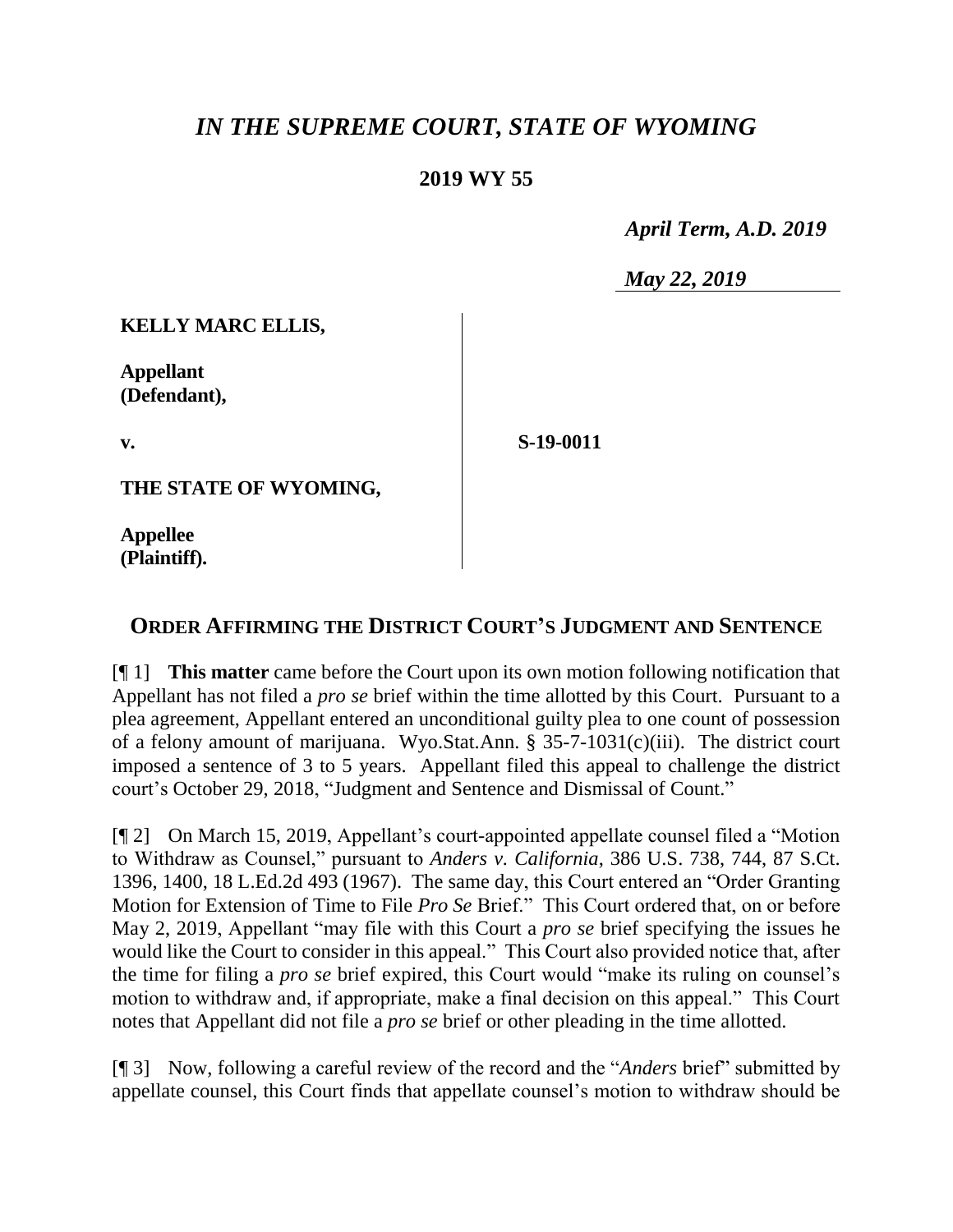# *IN THE SUPREME COURT, STATE OF WYOMING*

## 2019 WY 55

*April Term, A.D. 2019*

*May 22, 2019*

**KELLY MARC ELLIS,**

**Appellant (Defendant),**

**v.**

**S-19-0011**

**THE STATE OF WYOMING,**

**Appellee (Plaintiff).**

## ORDER AFFIRMING THE DISTRICT COURT'S JUDGMENT AND SENTENCE

[¶ 1] **This matter** came before the Court upon its own motion following notification that Appellant has not filed a *pro se* brief within the time allotted by this Court. Pursuant to a plea agreement, Appellant entered an unconditional guilty plea to one count of possession of a felony amount of marijuana. Wyo.Stat.Ann. § 35-7-1031(c)(iii). The district court imposed a sentence of 3 to 5 years. Appellant filed this appeal to challenge the district court's October 29, 2018, "Judgment and Sentence and Dismissal of Count."

[¶ 2] On March 15, 2019, Appellant's court-appointed appellate counsel filed a "Motion to Withdraw as Counsel," pursuant to *Anders v. California*, 386 U.S. 738, 744, 87 S.Ct. 1396, 1400, 18 L.Ed.2d 493 (1967). The same day, this Court entered an "Order Granting Motion for Extension of Time to File *Pro Se* Brief." This Court ordered that, on or before May 2, 2019, Appellant "may file with this Court a *pro se* brief specifying the issues he would like the Court to consider in this appeal." This Court also provided notice that, after the time for filing a *pro se* brief expired, this Court would "make its ruling on counsel's motion to withdraw and, if appropriate, make a final decision on this appeal." This Court notes that Appellant did not file a *pro se* brief or other pleading in the time allotted.

[¶ 3] Now, following a careful review of the record and the "*Anders* brief" submitted by appellate counsel, this Court finds that appellate counsel's motion to withdraw should be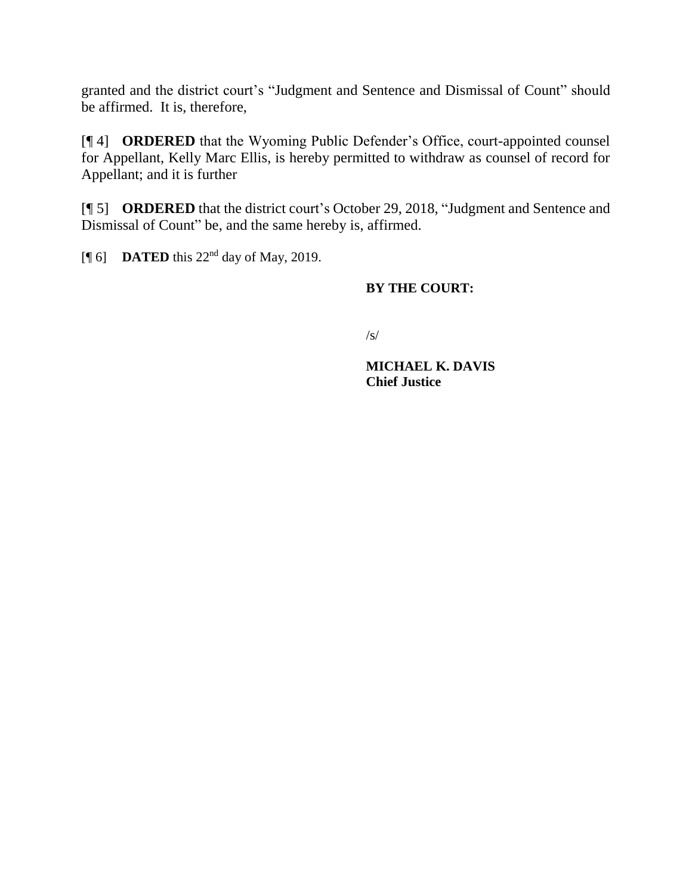granted and the district court's "Judgment and Sentence and Dismissal of Count" should be affirmed. It is, therefore,

[¶ 4] **ORDERED** that the Wyoming Public Defender's Office, court-appointed counsel for Appellant, Kelly Marc Ellis, is hereby permitted to withdraw as counsel of record for Appellant; and it is further

[¶ 5] **ORDERED** that the district court's October 29, 2018, "Judgment and Sentence and Dismissal of Count" be, and the same hereby is, affirmed.

[¶ 6] **DATED** this 22nd day of May, 2019.

**BY THE COURT:**

/s/

**MICHAEL K. DAVIS**
**Chief Justice**